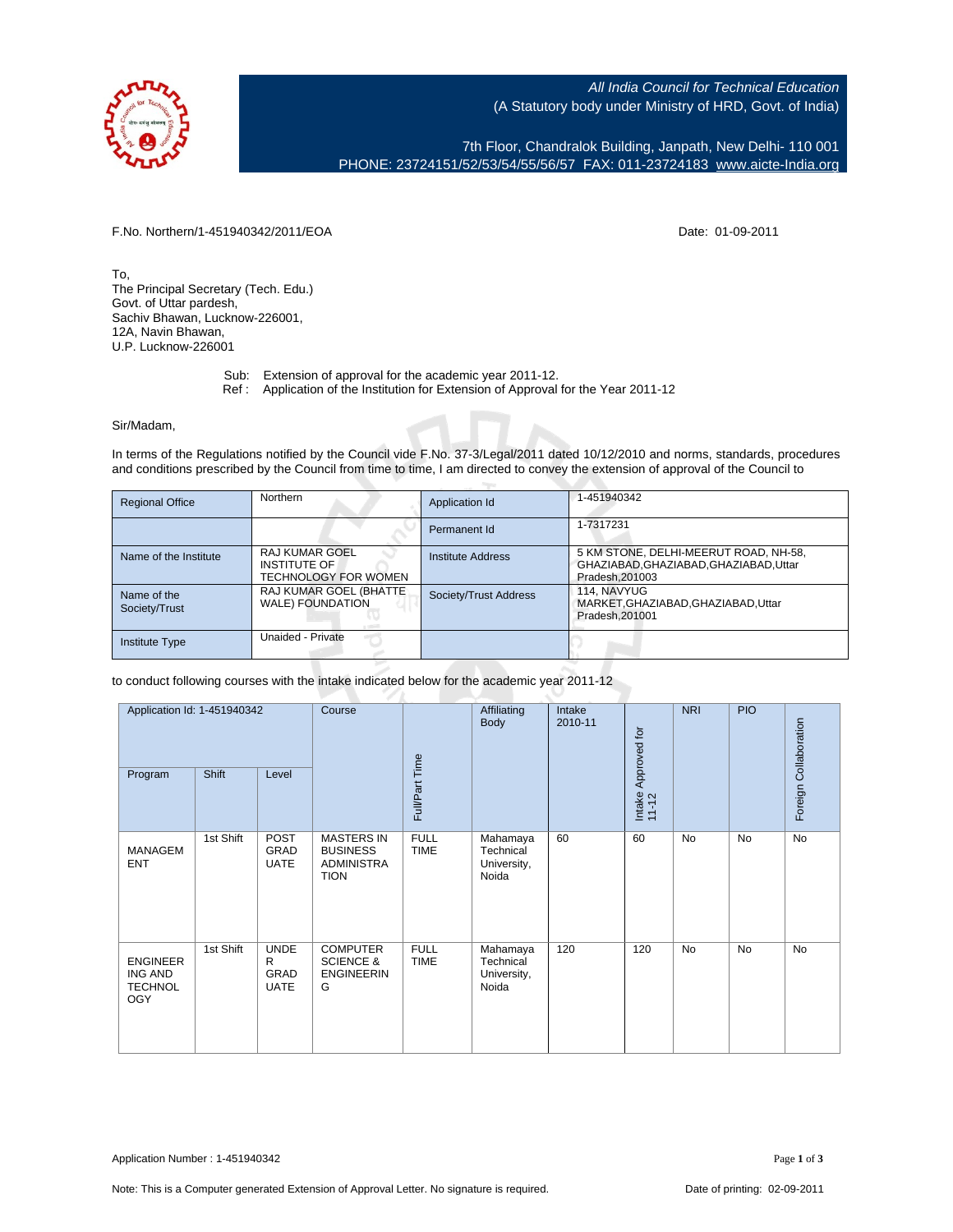*All India Council for Technical Education*
(A Statutory body under Ministry of HRD, Govt. of India)

7th Floor, Chandralok Building, Janpath, New Delhi- 110 001
PHONE: 23724151/52/53/54/55/56/57 FAX: 011-23724183 www.aicte-India.org

F.No. Northern/1-451940342/2011/EOA

Date: 01-09-2011

To,
The Principal Secretary (Tech. Edu.)
Govt. of Uttar pardesh,
Sachiv Bhawan, Lucknow-226001,
12A, Navin Bhawan,
U.P. Lucknow-226001

Sub: Extension of approval for the academic year 2011-12.
Ref : Application of the Institution for Extension of Approval for the Year 2011-12

Sir/Madam,

In terms of the Regulations notified by the Council vide F.No. 37-3/Legal/2011 dated 10/12/2010 and norms, standards, procedures and conditions prescribed by the Council from time to time, I am directed to convey the extension of approval of the Council to

| Regional Office | Northern | Application Id | 1-451940342 |
|---|---|---|---|
| | | Permanent Id | 1-7317231 |
| Name of the Institute | RAJ KUMAR GOEL INSTITUTE OF TECHNOLOGY FOR WOMEN | Institute Address | 5 KM STONE, DELHI-MEERUT ROAD, NH-58, GHAZIABAD,GHAZIABAD,GHAZIABAD,Uttar Pradesh,201003 |
| Name of the Society/Trust | RAJ KUMAR GOEL (BHATTE WALE) FOUNDATION | Society/Trust Address | 114, NAVYUG MARKET,GHAZIABAD,GHAZIABAD,Uttar Pradesh,201001 |
| Institute Type | Unaided - Private | | |

to conduct following courses with the intake indicated below for the academic year 2011-12

| Application Id: 1-451940342 | | | Course | Full/Part Time | Affiliating Body | Intake 2010-11 | Intake Approved for 11-12 | NRI | PIO | Foreign Collaboration |
|---|---|---|---|---|---|---|---|---|---|---|
| Program | Shift | Level | | | | | | | | |
| MANAGEMENT | 1st Shift | POST GRADUATE | MASTERS IN BUSINESS ADMINISTRATION | FULL TIME | Mahamaya Technical University, Noida | 60 | 60 | No | No | No |
| ENGINEERING AND TECHNOLOGY | 1st Shift | UNDER GRADUATE | COMPUTER SCIENCE & ENGINEERING | FULL TIME | Mahamaya Technical University, Noida | 120 | 120 | No | No | No |

Application Number : 1-451940342

Note: This is a Computer generated Extension of Approval Letter. No signature is required.

Date of printing: 02-09-2011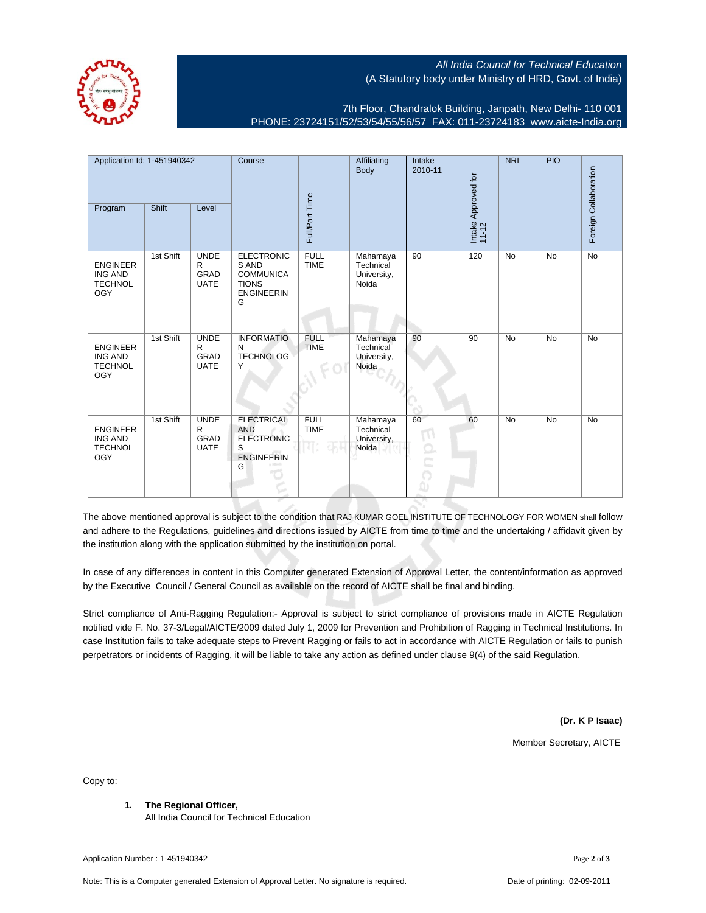*All India Council for Technical Education*
(A Statutory body under Ministry of HRD, Govt. of India)

7th Floor, Chandralok Building, Janpath, New Delhi- 110 001
PHONE: 23724151/52/53/54/55/56/57 FAX: 011-23724183 www.aicte-India.org

| Application Id: 1-451940342 | | | Course | Full/Part Time | Affiliating Body | Intake 2010-11 | Intake Approved for 11-12 | NRI | PIO | Foreign Collaboration |
|---|---|---|---|---|---|---|---|---|---|---|
| Program | Shift | Level | | | | | | | | |
| ENGINEERING AND TECHNOLOGY | 1st Shift | UNDER GRADUATE | ELECTRONICS AND COMMUNICATIONS ENGINEERING | FULL TIME | Mahamaya Technical University, Noida | 90 | 120 | No | No | No |
| ENGINEERING AND TECHNOLOGY | 1st Shift | UNDER GRADUATE | INFORMATION TECHNOLOGY | FULL TIME | Mahamaya Technical University, Noida | 90 | 90 | No | No | No |
| ENGINEERING AND TECHNOLOGY | 1st Shift | UNDER GRADUATE | ELECTRICAL AND ELECTRONICS ENGINEERING | FULL TIME | Mahamaya Technical University, Noida | 60 | 60 | No | No | No |

The above mentioned approval is subject to the condition that RAJ KUMAR GOEL INSTITUTE OF TECHNOLOGY FOR WOMEN shall follow and adhere to the Regulations, guidelines and directions issued by AICTE from time to time and the undertaking / affidavit given by the institution along with the application submitted by the institution on portal.

In case of any differences in content in this Computer generated Extension of Approval Letter, the content/information as approved by the Executive Council / General Council as available on the record of AICTE shall be final and binding.

Strict compliance of Anti-Ragging Regulation:- Approval is subject to strict compliance of provisions made in AICTE Regulation notified vide F. No. 37-3/Legal/AICTE/2009 dated July 1, 2009 for Prevention and Prohibition of Ragging in Technical Institutions. In case Institution fails to take adequate steps to Prevent Ragging or fails to act in accordance with AICTE Regulation or fails to punish perpetrators or incidents of Ragging, it will be liable to take any action as defined under clause 9(4) of the said Regulation.

**(Dr. K P Isaac)**

Member Secretary, AICTE

Copy to:

1. **The Regional Officer,**
   All India Council for Technical Education

Application Number : 1-451940342

Note: This is a Computer generated Extension of Approval Letter. No signature is required.

Date of printing: 02-09-2011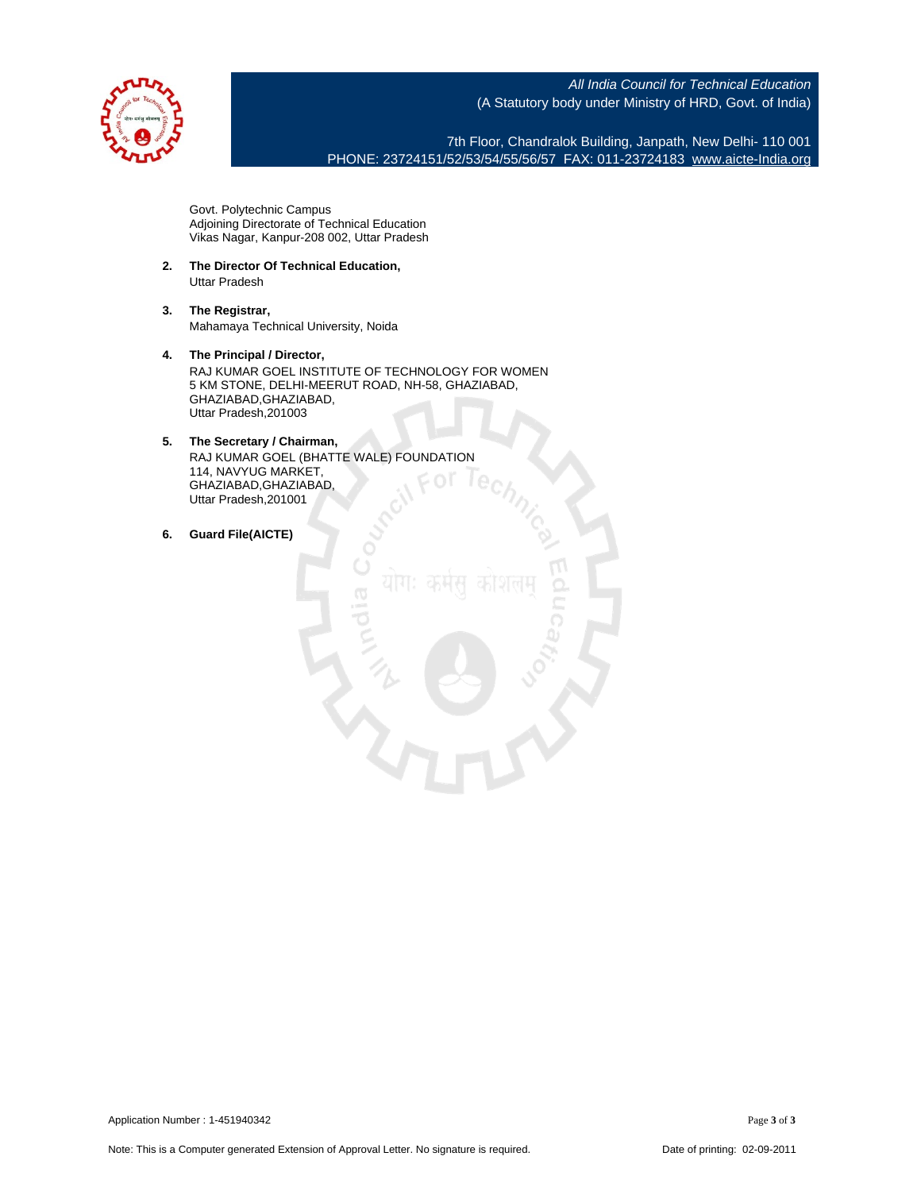Govt. Polytechnic Campus
Adjoining Directorate of Technical Education
Vikas Nagar, Kanpur-208 002, Uttar Pradesh

2. **The Director Of Technical Education,**
   Uttar Pradesh

3. **The Registrar,**
   Mahamaya Technical University, Noida

4. **The Principal / Director,**
   RAJ KUMAR GOEL INSTITUTE OF TECHNOLOGY FOR WOMEN
   5 KM STONE, DELHI-MEERUT ROAD, NH-58, GHAZIABAD,
   GHAZIABAD,GHAZIABAD,
   Uttar Pradesh,201003

5. **The Secretary / Chairman,**
   RAJ KUMAR GOEL (BHATTE WALE) FOUNDATION
   114, NAVYUG MARKET,
   GHAZIABAD,GHAZIABAD,
   Uttar Pradesh,201001

6. **Guard File(AICTE)**

Application Number : 1-451940342

Note: This is a Computer generated Extension of Approval Letter. No signature is required.

Date of printing: 02-09-2011